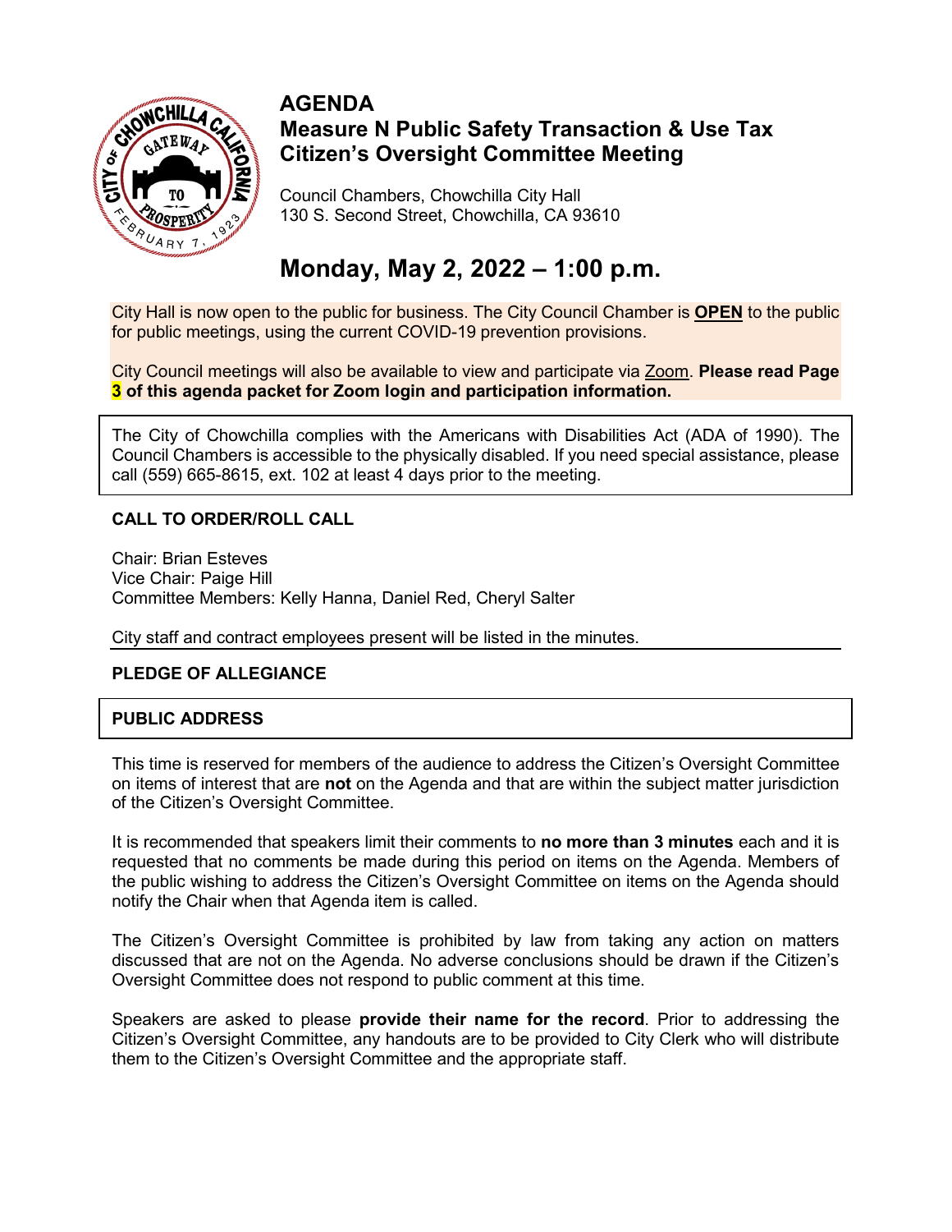# AGENDA

## Measure N Public Safety Transaction & Use Tax Citizen's Oversight Committee Meeting

Council Chambers, Chowchilla City Hall
130 S. Second Street, Chowchilla, CA 93610

## Monday, May 2, 2022 – 1:00 p.m.

City Hall is now open to the public for business. The City Council Chamber is **OPEN** to the public for public meetings, using the current COVID-19 prevention provisions.

City Council meetings will also be available to view and participate via Zoom. **Please read Page 3 of this agenda packet for Zoom login and participation information.**

The City of Chowchilla complies with the Americans with Disabilities Act (ADA of 1990). The Council Chambers is accessible to the physically disabled. If you need special assistance, please call (559) 665-8615, ext. 102 at least 4 days prior to the meeting.

### CALL TO ORDER/ROLL CALL

Chair: Brian Esteves
Vice Chair: Paige Hill
Committee Members: Kelly Hanna, Daniel Red, Cheryl Salter

City staff and contract employees present will be listed in the minutes.

### PLEDGE OF ALLEGIANCE

### PUBLIC ADDRESS

This time is reserved for members of the audience to address the Citizen's Oversight Committee on items of interest that are **not** on the Agenda and that are within the subject matter jurisdiction of the Citizen's Oversight Committee.

It is recommended that speakers limit their comments to **no more than 3 minutes** each and it is requested that no comments be made during this period on items on the Agenda. Members of the public wishing to address the Citizen's Oversight Committee on items on the Agenda should notify the Chair when that Agenda item is called.

The Citizen's Oversight Committee is prohibited by law from taking any action on matters discussed that are not on the Agenda. No adverse conclusions should be drawn if the Citizen's Oversight Committee does not respond to public comment at this time.

Speakers are asked to please **provide their name for the record**. Prior to addressing the Citizen's Oversight Committee, any handouts are to be provided to City Clerk who will distribute them to the Citizen's Oversight Committee and the appropriate staff.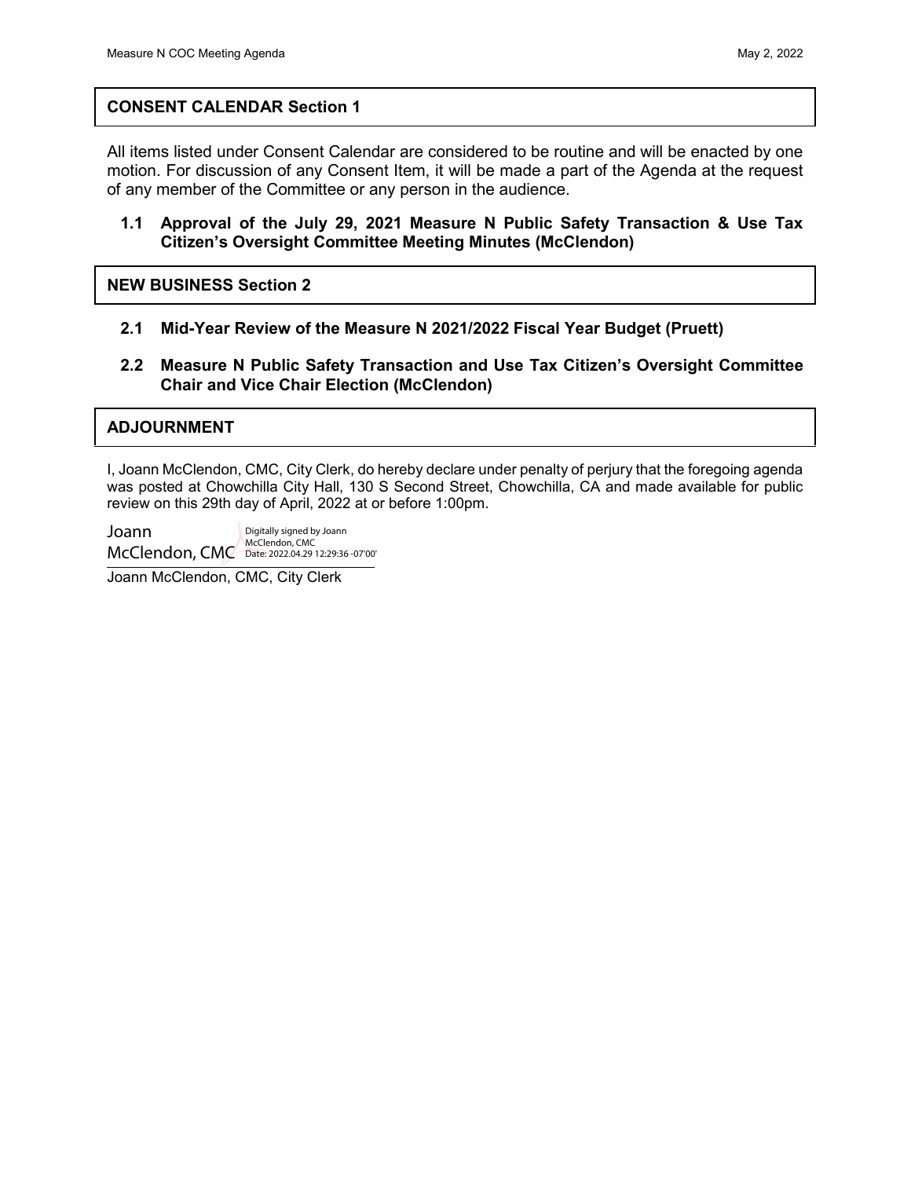## CONSENT CALENDAR Section 1

All items listed under Consent Calendar are considered to be routine and will be enacted by one motion. For discussion of any Consent Item, it will be made a part of the Agenda at the request of any member of the Committee or any person in the audience.

**1.1 Approval of the July 29, 2021 Measure N Public Safety Transaction & Use Tax Citizen's Oversight Committee Meeting Minutes (McClendon)**

## NEW BUSINESS Section 2

**2.1 Mid-Year Review of the Measure N 2021/2022 Fiscal Year Budget (Pruett)**

**2.2 Measure N Public Safety Transaction and Use Tax Citizen's Oversight Committee Chair and Vice Chair Election (McClendon)**

## ADJOURNMENT

I, Joann McClendon, CMC, City Clerk, do hereby declare under penalty of perjury that the foregoing agenda was posted at Chowchilla City Hall, 130 S Second Street, Chowchilla, CA and made available for public review on this 29th day of April, 2022 at or before 1:00pm.

Joann McClendon, CMC — Digitally signed by Joann McClendon, CMC Date: 2022.04.29 12:29:36 -07'00'

Joann McClendon, CMC, City Clerk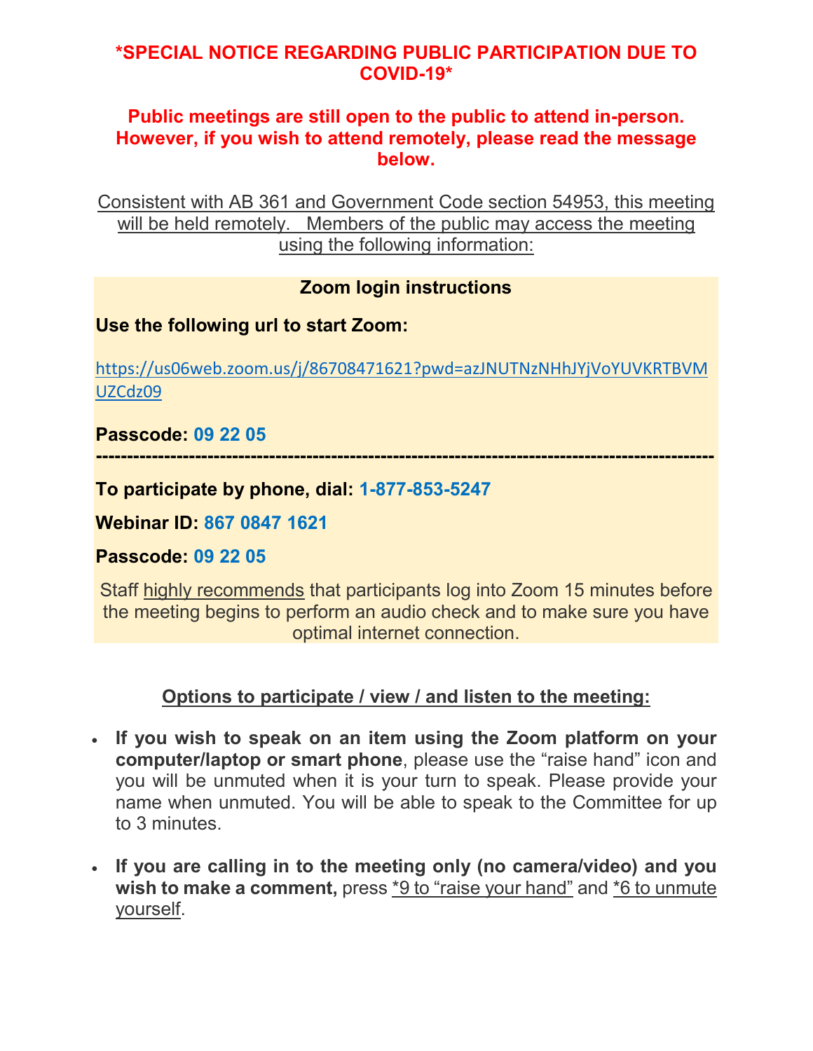**\*SPECIAL NOTICE REGARDING PUBLIC PARTICIPATION DUE TO COVID-19\***

**Public meetings are still open to the public to attend in-person. However, if you wish to attend remotely, please read the message below.**

Consistent with AB 361 and Government Code section 54953, this meeting will be held remotely. Members of the public may access the meeting using the following information:

**Zoom login instructions**

**Use the following url to start Zoom:**

https://us06web.zoom.us/j/86708471621?pwd=azJNUTNzNHhJYjVoYUVKRTBVMUZCdz09

**Passcode: 09 22 05**

---

**To participate by phone, dial: 1-877-853-5247**

**Webinar ID: 867 0847 1621**

**Passcode: 09 22 05**

Staff highly recommends that participants log into Zoom 15 minutes before the meeting begins to perform an audio check and to make sure you have optimal internet connection.

**Options to participate / view / and listen to the meeting:**

- **If you wish to speak on an item using the Zoom platform on your computer/laptop or smart phone**, please use the "raise hand" icon and you will be unmuted when it is your turn to speak. Please provide your name when unmuted. You will be able to speak to the Committee for up to 3 minutes.
- **If you are calling in to the meeting only (no camera/video) and you wish to make a comment,** press *9 to "raise your hand" and *6 to unmute yourself.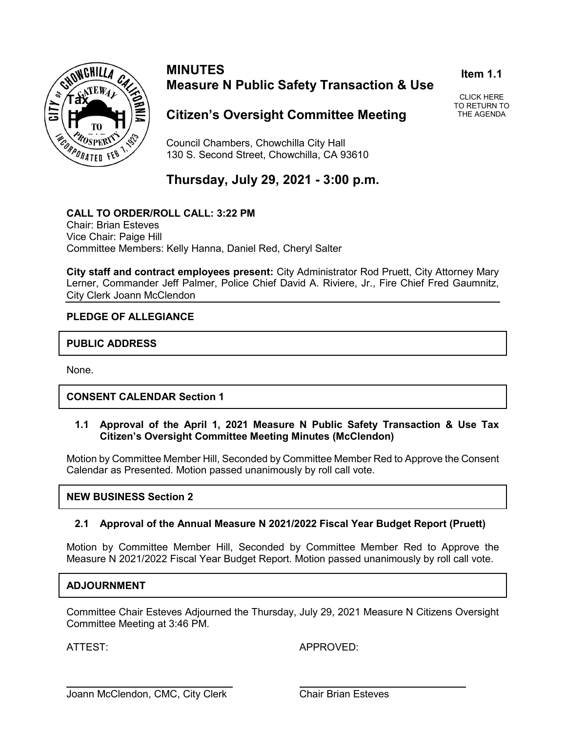# MINUTES
## Measure N Public Safety Transaction & Use Tax Citizen's Oversight Committee Meeting

**Item 1.1**

CLICK HERE TO RETURN TO THE AGENDA

Council Chambers, Chowchilla City Hall
130 S. Second Street, Chowchilla, CA 93610

## Thursday, July 29, 2021 - 3:00 p.m.

**CALL TO ORDER/ROLL CALL: 3:22 PM**
Chair: Brian Esteves
Vice Chair: Paige Hill
Committee Members: Kelly Hanna, Daniel Red, Cheryl Salter

**City staff and contract employees present:** City Administrator Rod Pruett, City Attorney Mary Lerner, Commander Jeff Palmer, Police Chief David A. Riviere, Jr., Fire Chief Fred Gaumnitz, City Clerk Joann McClendon

**PLEDGE OF ALLEGIANCE**

**PUBLIC ADDRESS**

None.

**CONSENT CALENDAR Section 1**

**1.1 Approval of the April 1, 2021 Measure N Public Safety Transaction & Use Tax Citizen's Oversight Committee Meeting Minutes (McClendon)**

Motion by Committee Member Hill, Seconded by Committee Member Red to Approve the Consent Calendar as Presented. Motion passed unanimously by roll call vote.

**NEW BUSINESS Section 2**

**2.1 Approval of the Annual Measure N 2021/2022 Fiscal Year Budget Report (Pruett)**

Motion by Committee Member Hill, Seconded by Committee Member Red to Approve the Measure N 2021/2022 Fiscal Year Budget Report. Motion passed unanimously by roll call vote.

**ADJOURNMENT**

Committee Chair Esteves Adjourned the Thursday, July 29, 2021 Measure N Citizens Oversight Committee Meeting at 3:46 PM.

ATTEST: APPROVED:

Joann McClendon, CMC, City Clerk  Chair Brian Esteves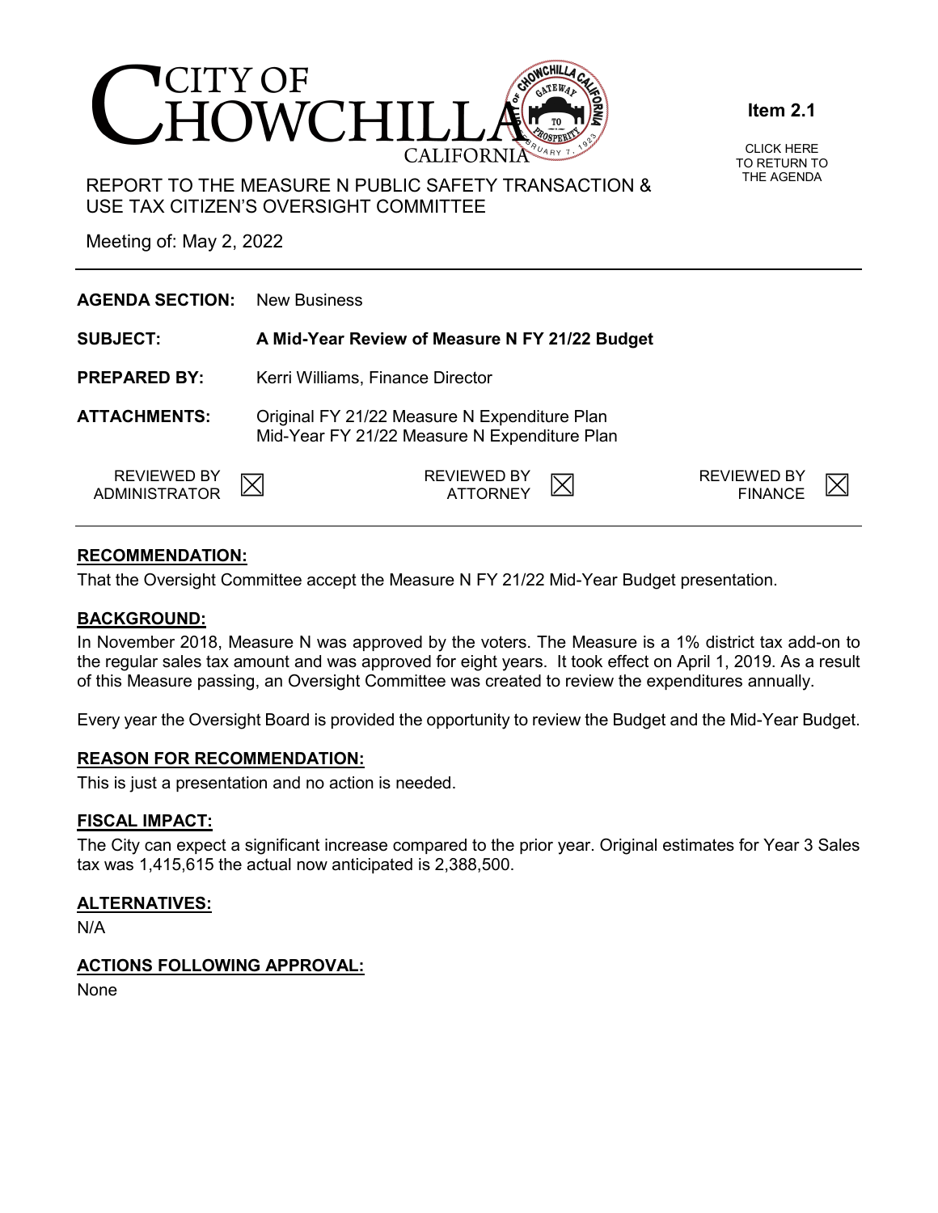# CITY OF CHOWCHILLA CALIFORNIA

**Item 2.1**

CLICK HERE TO RETURN TO THE AGENDA

REPORT TO THE MEASURE N PUBLIC SAFETY TRANSACTION & USE TAX CITIZEN'S OVERSIGHT COMMITTEE

Meeting of: May 2, 2022

---

**AGENDA SECTION:** New Business

**SUBJECT:** **A Mid-Year Review of Measure N FY 21/22 Budget**

**PREPARED BY:** Kerri Williams, Finance Director

**ATTACHMENTS:** Original FY 21/22 Measure N Expenditure Plan
Mid-Year FY 21/22 Measure N Expenditure Plan

REVIEWED BY ADMINISTRATOR ☒ REVIEWED BY ATTORNEY ☒ REVIEWED BY FINANCE ☒

---

## RECOMMENDATION:

That the Oversight Committee accept the Measure N FY 21/22 Mid-Year Budget presentation.

## BACKGROUND:

In November 2018, Measure N was approved by the voters. The Measure is a 1% district tax add-on to the regular sales tax amount and was approved for eight years. It took effect on April 1, 2019. As a result of this Measure passing, an Oversight Committee was created to review the expenditures annually.

Every year the Oversight Board is provided the opportunity to review the Budget and the Mid-Year Budget.

## REASON FOR RECOMMENDATION:

This is just a presentation and no action is needed.

## FISCAL IMPACT:

The City can expect a significant increase compared to the prior year. Original estimates for Year 3 Sales tax was 1,415,615 the actual now anticipated is 2,388,500.

## ALTERNATIVES:

N/A

## ACTIONS FOLLOWING APPROVAL:

None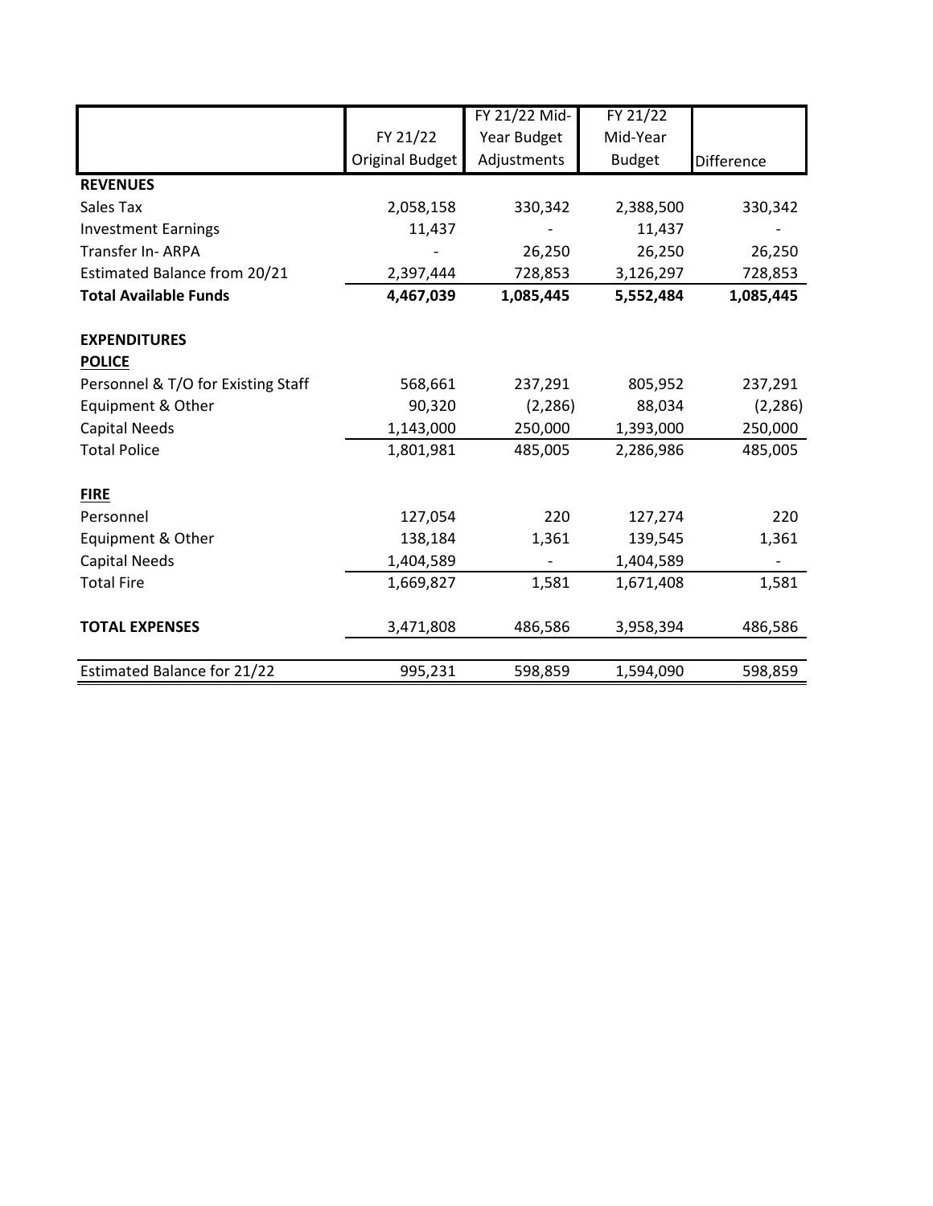| | FY 21/22 Original Budget | FY 21/22 Mid-Year Budget Adjustments | FY 21/22 Mid-Year Budget | Difference |
|---|---|---|---|---|
| **REVENUES** | | | | |
| Sales Tax | 2,058,158 | 330,342 | 2,388,500 | 330,342 |
| Investment Earnings | 11,437 | - | 11,437 | - |
| Transfer In- ARPA | - | 26,250 | 26,250 | 26,250 |
| Estimated Balance from 20/21 | 2,397,444 | 728,853 | 3,126,297 | 728,853 |
| **Total Available Funds** | **4,467,039** | **1,085,445** | **5,552,484** | **1,085,445** |
| | | | | |
| **EXPENDITURES** | | | | |
| **POLICE** | | | | |
| Personnel & T/O for Existing Staff | 568,661 | 237,291 | 805,952 | 237,291 |
| Equipment & Other | 90,320 | (2,286) | 88,034 | (2,286) |
| Capital Needs | 1,143,000 | 250,000 | 1,393,000 | 250,000 |
| Total Police | 1,801,981 | 485,005 | 2,286,986 | 485,005 |
| | | | | |
| **FIRE** | | | | |
| Personnel | 127,054 | 220 | 127,274 | 220 |
| Equipment & Other | 138,184 | 1,361 | 139,545 | 1,361 |
| Capital Needs | 1,404,589 | - | 1,404,589 | - |
| Total Fire | 1,669,827 | 1,581 | 1,671,408 | 1,581 |
| | | | | |
| **TOTAL EXPENSES** | 3,471,808 | 486,586 | 3,958,394 | 486,586 |
| | | | | |
| Estimated Balance for 21/22 | 995,231 | 598,859 | 1,594,090 | 598,859 |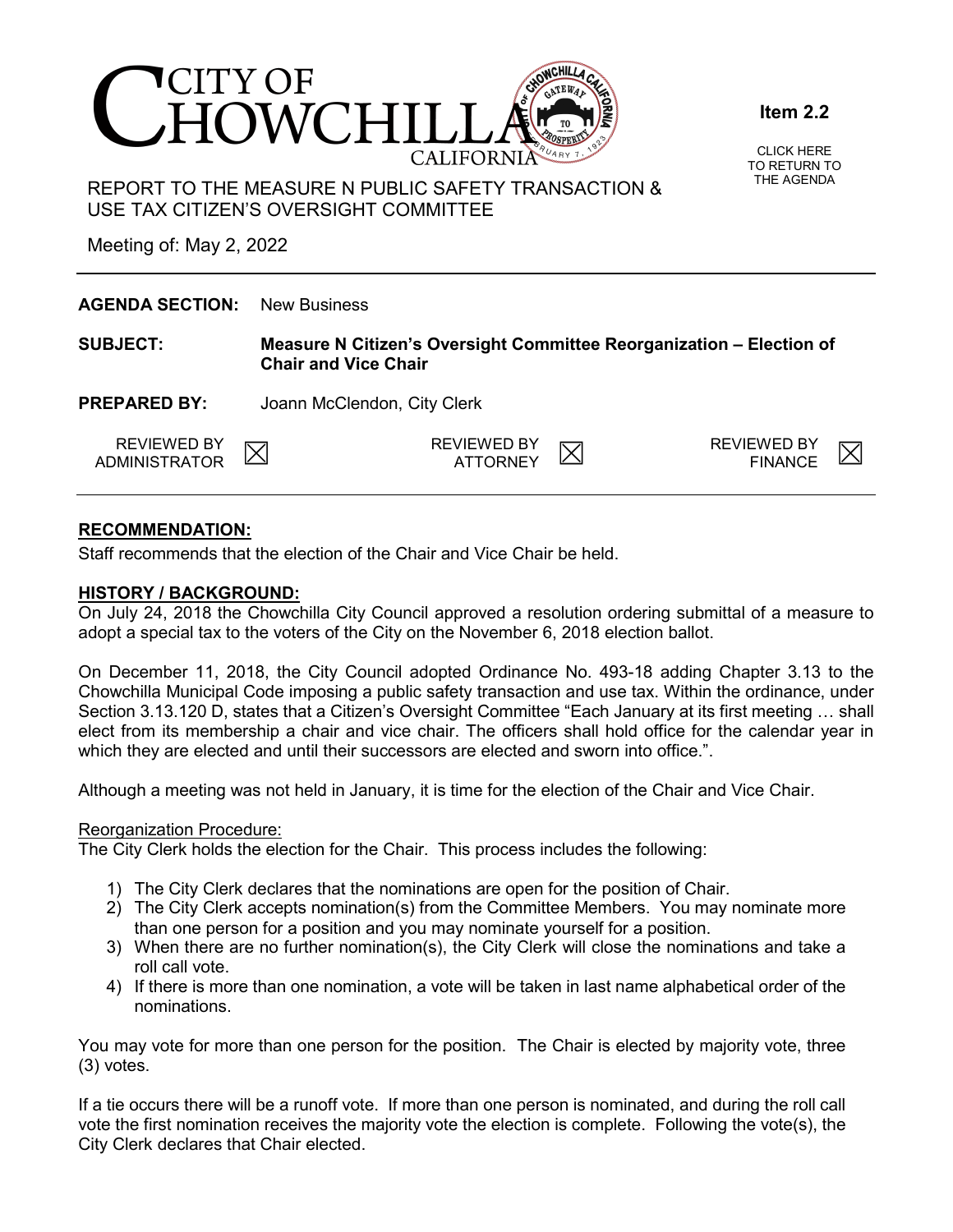# CITY OF CHOWCHILLA
CALIFORNIA

**Item 2.2**

CLICK HERE TO RETURN TO THE AGENDA

REPORT TO THE MEASURE N PUBLIC SAFETY TRANSACTION & USE TAX CITIZEN'S OVERSIGHT COMMITTEE

Meeting of: May 2, 2022

---

**AGENDA SECTION:** New Business

**SUBJECT:** **Measure N Citizen's Oversight Committee Reorganization – Election of Chair and Vice Chair**

**PREPARED BY:** Joann McClendon, City Clerk

| REVIEWED BY ADMINISTRATOR | ☒ | REVIEWED BY ATTORNEY | ☒ | REVIEWED BY FINANCE | ☒ |
|---|---|---|---|---|---|

---

**RECOMMENDATION:**

Staff recommends that the election of the Chair and Vice Chair be held.

**HISTORY / BACKGROUND:**

On July 24, 2018 the Chowchilla City Council approved a resolution ordering submittal of a measure to adopt a special tax to the voters of the City on the November 6, 2018 election ballot.

On December 11, 2018, the City Council adopted Ordinance No. 493-18 adding Chapter 3.13 to the Chowchilla Municipal Code imposing a public safety transaction and use tax. Within the ordinance, under Section 3.13.120 D, states that a Citizen's Oversight Committee "Each January at its first meeting … shall elect from its membership a chair and vice chair. The officers shall hold office for the calendar year in which they are elected and until their successors are elected and sworn into office.".

Although a meeting was not held in January, it is time for the election of the Chair and Vice Chair.

Reorganization Procedure:

The City Clerk holds the election for the Chair. This process includes the following:

1) The City Clerk declares that the nominations are open for the position of Chair.
2) The City Clerk accepts nomination(s) from the Committee Members. You may nominate more than one person for a position and you may nominate yourself for a position.
3) When there are no further nomination(s), the City Clerk will close the nominations and take a roll call vote.
4) If there is more than one nomination, a vote will be taken in last name alphabetical order of the nominations.

You may vote for more than one person for the position. The Chair is elected by majority vote, three (3) votes.

If a tie occurs there will be a runoff vote. If more than one person is nominated, and during the roll call vote the first nomination receives the majority vote the election is complete. Following the vote(s), the City Clerk declares that Chair elected.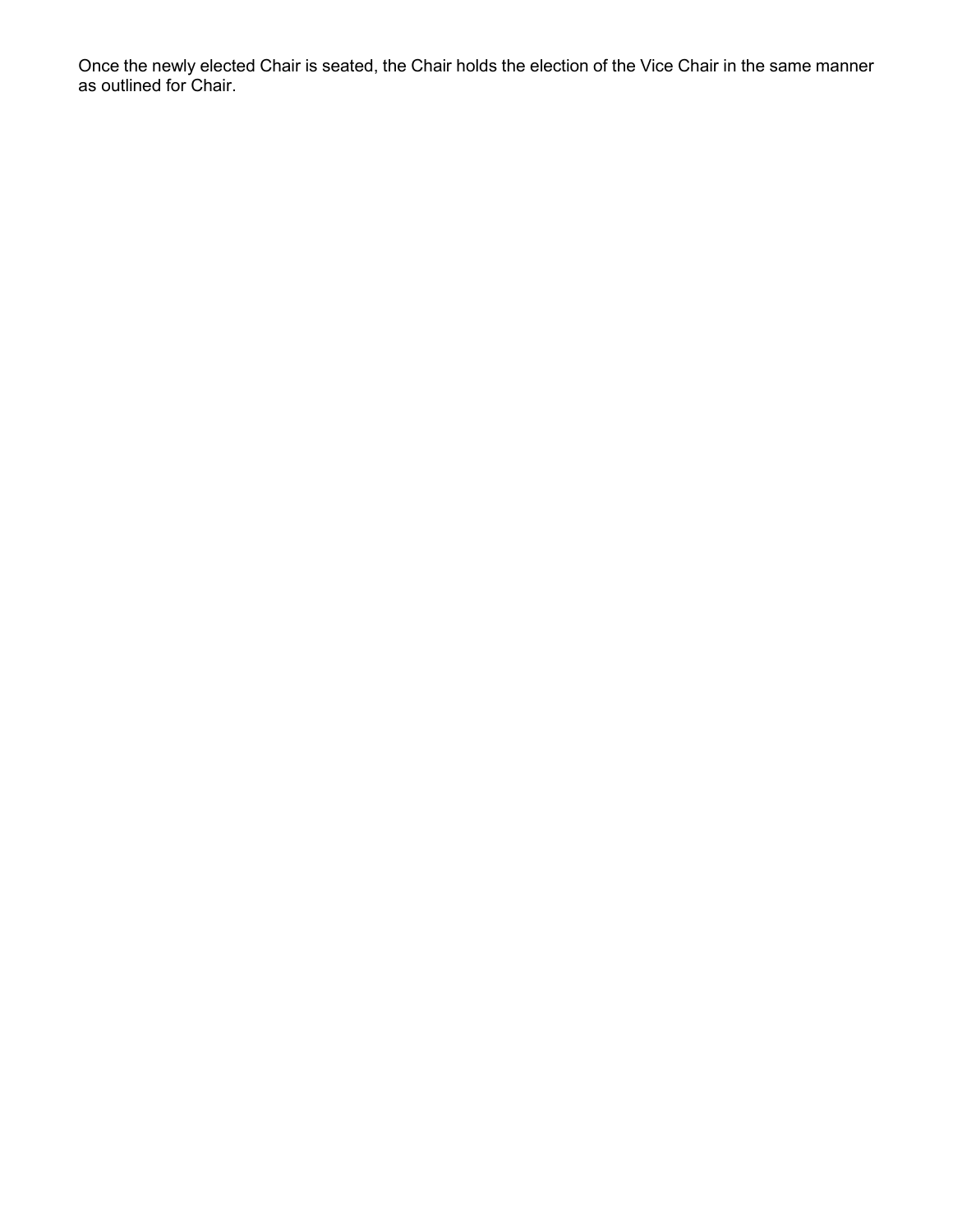Once the newly elected Chair is seated, the Chair holds the election of the Vice Chair in the same manner as outlined for Chair.